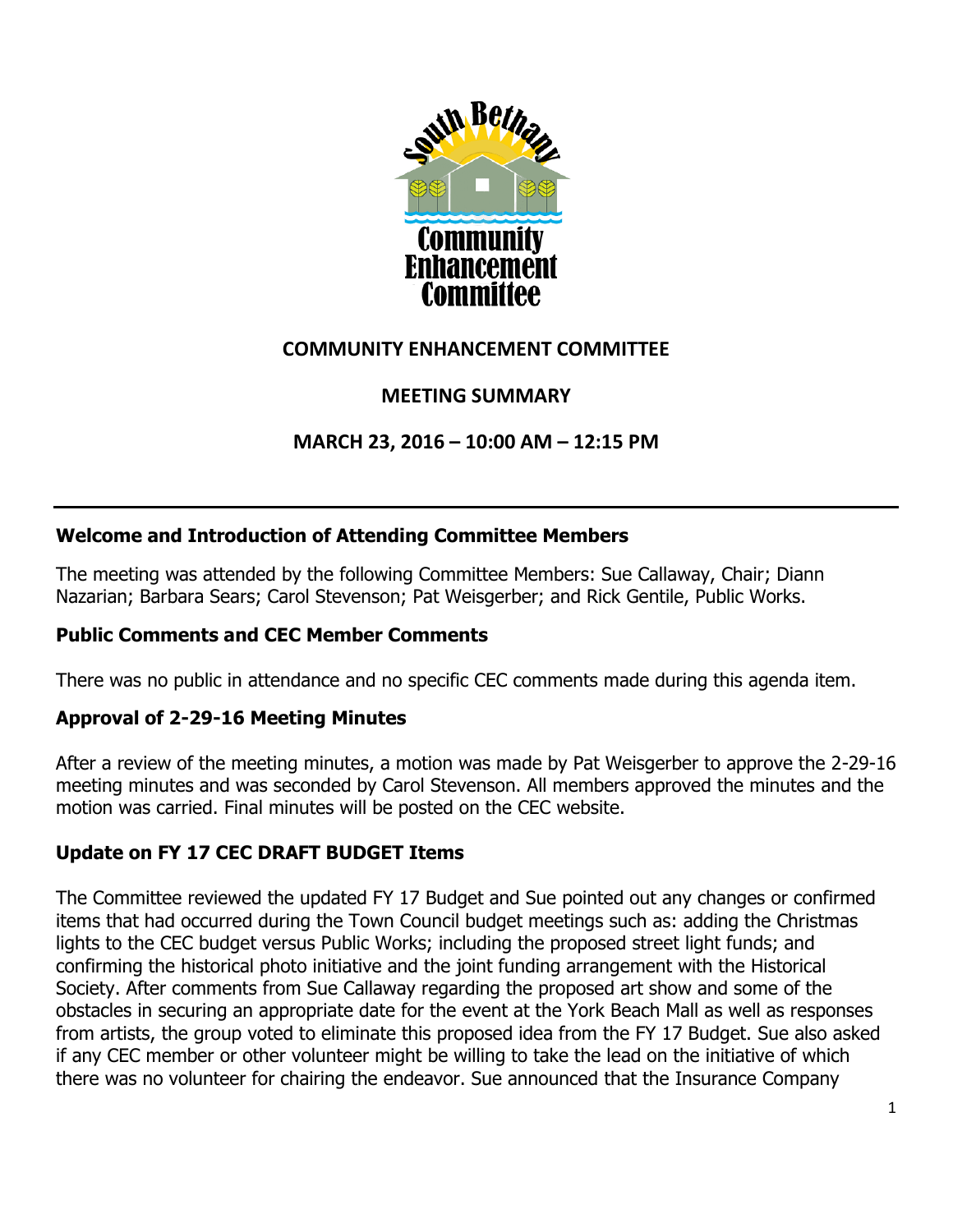# COMMUNITY ENHANCEMENT COMMITTEE

## MEETING SUMMARY

### MARCH 23, 2016 – 10:00 AM – 12:15 PM

---

### Welcome and Introduction of Attending Committee Members

The meeting was attended by the following Committee Members: Sue Callaway, Chair; Diann Nazarian; Barbara Sears; Carol Stevenson; Pat Weisgerber; and Rick Gentile, Public Works.

### Public Comments and CEC Member Comments

There was no public in attendance and no specific CEC comments made during this agenda item.

### Approval of 2-29-16 Meeting Minutes

After a review of the meeting minutes, a motion was made by Pat Weisgerber to approve the 2-29-16 meeting minutes and was seconded by Carol Stevenson. All members approved the minutes and the motion was carried. Final minutes will be posted on the CEC website.

### Update on FY 17 CEC DRAFT BUDGET Items

The Committee reviewed the updated FY 17 Budget and Sue pointed out any changes or confirmed items that had occurred during the Town Council budget meetings such as: adding the Christmas lights to the CEC budget versus Public Works; including the proposed street light funds; and confirming the historical photo initiative and the joint funding arrangement with the Historical Society. After comments from Sue Callaway regarding the proposed art show and some of the obstacles in securing an appropriate date for the event at the York Beach Mall as well as responses from artists, the group voted to eliminate this proposed idea from the FY 17 Budget. Sue also asked if any CEC member or other volunteer might be willing to take the lead on the initiative of which there was no volunteer for chairing the endeavor. Sue announced that the Insurance Company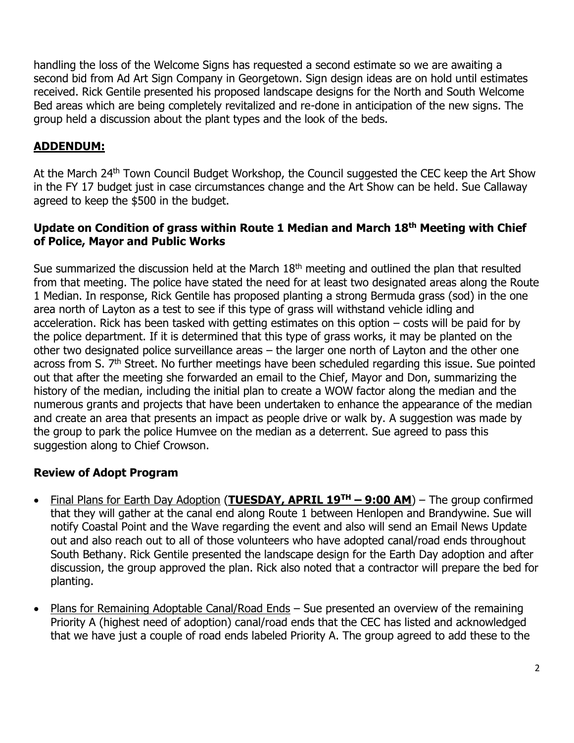handling the loss of the Welcome Signs has requested a second estimate so we are awaiting a second bid from Ad Art Sign Company in Georgetown. Sign design ideas are on hold until estimates received. Rick Gentile presented his proposed landscape designs for the North and South Welcome Bed areas which are being completely revitalized and re-done in anticipation of the new signs. The group held a discussion about the plant types and the look of the beds.

## **ADDENDUM:**

At the March 24th Town Council Budget Workshop, the Council suggested the CEC keep the Art Show in the FY 17 budget just in case circumstances change and the Art Show can be held. Sue Callaway agreed to keep the $500 in the budget.

### Update on Condition of grass within Route 1 Median and March 18th Meeting with Chief of Police, Mayor and Public Works

Sue summarized the discussion held at the March 18th meeting and outlined the plan that resulted from that meeting. The police have stated the need for at least two designated areas along the Route 1 Median. In response, Rick Gentile has proposed planting a strong Bermuda grass (sod) in the one area north of Layton as a test to see if this type of grass will withstand vehicle idling and acceleration. Rick has been tasked with getting estimates on this option – costs will be paid for by the police department. If it is determined that this type of grass works, it may be planted on the other two designated police surveillance areas – the larger one north of Layton and the other one across from S. 7th Street. No further meetings have been scheduled regarding this issue. Sue pointed out that after the meeting she forwarded an email to the Chief, Mayor and Don, summarizing the history of the median, including the initial plan to create a WOW factor along the median and the numerous grants and projects that have been undertaken to enhance the appearance of the median and create an area that presents an impact as people drive or walk by. A suggestion was made by the group to park the police Humvee on the median as a deterrent. Sue agreed to pass this suggestion along to Chief Crowson.

### Review of Adopt Program

- Final Plans for Earth Day Adoption (**TUESDAY, APRIL 19TH – 9:00 AM**) – The group confirmed that they will gather at the canal end along Route 1 between Henlopen and Brandywine. Sue will notify Coastal Point and the Wave regarding the event and also will send an Email News Update out and also reach out to all of those volunteers who have adopted canal/road ends throughout South Bethany. Rick Gentile presented the landscape design for the Earth Day adoption and after discussion, the group approved the plan. Rick also noted that a contractor will prepare the bed for planting.
- Plans for Remaining Adoptable Canal/Road Ends – Sue presented an overview of the remaining Priority A (highest need of adoption) canal/road ends that the CEC has listed and acknowledged that we have just a couple of road ends labeled Priority A. The group agreed to add these to the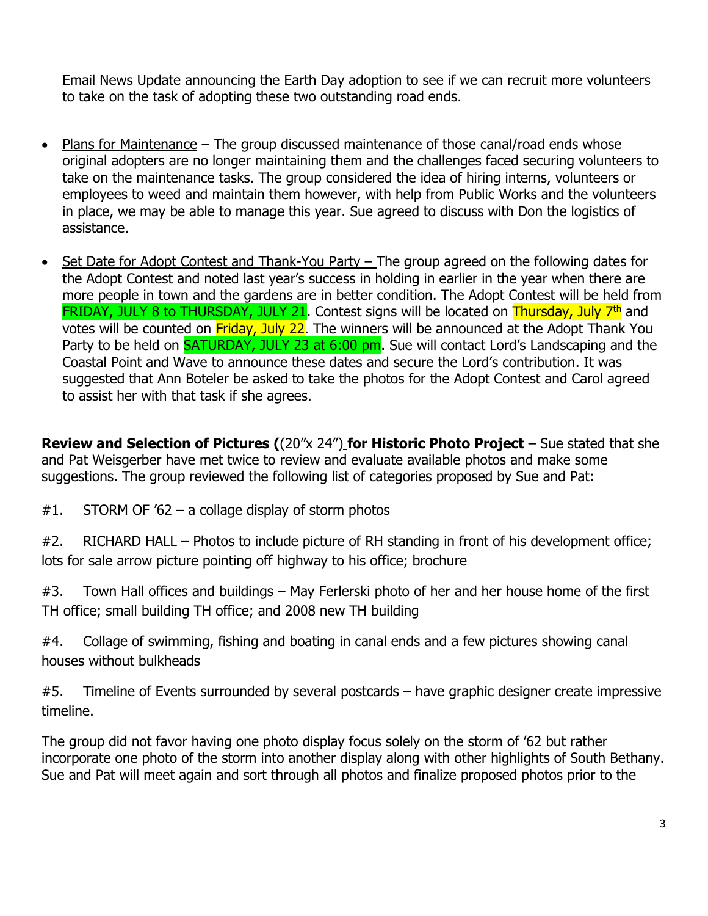Email News Update announcing the Earth Day adoption to see if we can recruit more volunteers to take on the task of adopting these two outstanding road ends.

- Plans for Maintenance – The group discussed maintenance of those canal/road ends whose original adopters are no longer maintaining them and the challenges faced securing volunteers to take on the maintenance tasks. The group considered the idea of hiring interns, volunteers or employees to weed and maintain them however, with help from Public Works and the volunteers in place, we may be able to manage this year. Sue agreed to discuss with Don the logistics of assistance.

- Set Date for Adopt Contest and Thank-You Party – The group agreed on the following dates for the Adopt Contest and noted last year's success in holding in earlier in the year when there are more people in town and the gardens are in better condition. The Adopt Contest will be held from FRIDAY, JULY 8 to THURSDAY, JULY 21. Contest signs will be located on Thursday, July 7th and votes will be counted on Friday, July 22. The winners will be announced at the Adopt Thank You Party to be held on SATURDAY, JULY 23 at 6:00 pm. Sue will contact Lord's Landscaping and the Coastal Point and Wave to announce these dates and secure the Lord's contribution. It was suggested that Ann Boteler be asked to take the photos for the Adopt Contest and Carol agreed to assist her with that task if she agrees.

**Review and Selection of Pictures (**(20"x 24") **for Historic Photo Project** – Sue stated that she and Pat Weisgerber have met twice to review and evaluate available photos and make some suggestions. The group reviewed the following list of categories proposed by Sue and Pat:

#1. STORM OF '62 – a collage display of storm photos

#2. RICHARD HALL – Photos to include picture of RH standing in front of his development office; lots for sale arrow picture pointing off highway to his office; brochure

#3. Town Hall offices and buildings – May Ferlerski photo of her and her house home of the first TH office; small building TH office; and 2008 new TH building

#4. Collage of swimming, fishing and boating in canal ends and a few pictures showing canal houses without bulkheads

#5. Timeline of Events surrounded by several postcards – have graphic designer create impressive timeline.

The group did not favor having one photo display focus solely on the storm of '62 but rather incorporate one photo of the storm into another display along with other highlights of South Bethany. Sue and Pat will meet again and sort through all photos and finalize proposed photos prior to the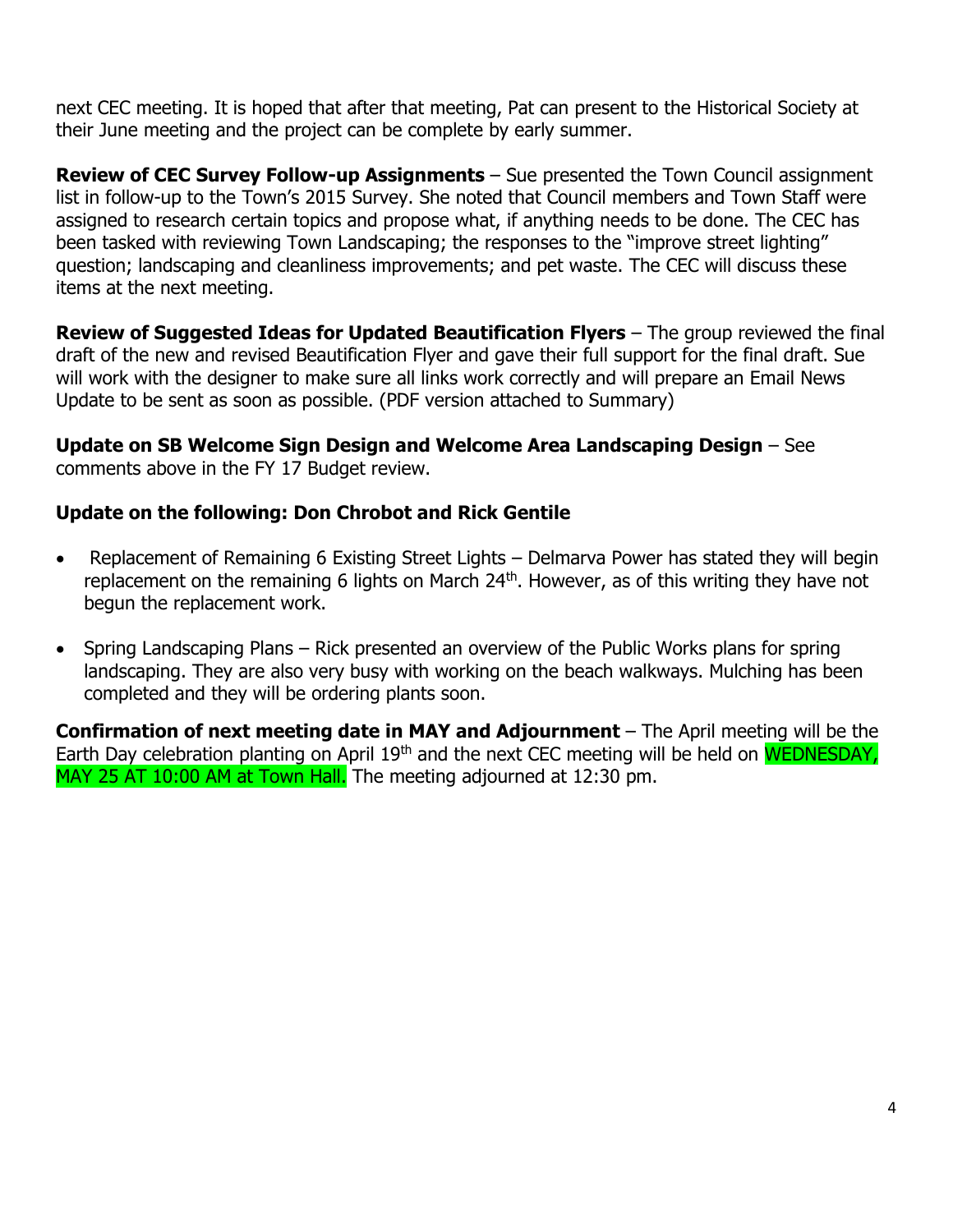next CEC meeting. It is hoped that after that meeting, Pat can present to the Historical Society at their June meeting and the project can be complete by early summer.

**Review of CEC Survey Follow-up Assignments** – Sue presented the Town Council assignment list in follow-up to the Town's 2015 Survey. She noted that Council members and Town Staff were assigned to research certain topics and propose what, if anything needs to be done. The CEC has been tasked with reviewing Town Landscaping; the responses to the "improve street lighting" question; landscaping and cleanliness improvements; and pet waste. The CEC will discuss these items at the next meeting.

**Review of Suggested Ideas for Updated Beautification Flyers** – The group reviewed the final draft of the new and revised Beautification Flyer and gave their full support for the final draft. Sue will work with the designer to make sure all links work correctly and will prepare an Email News Update to be sent as soon as possible. (PDF version attached to Summary)

**Update on SB Welcome Sign Design and Welcome Area Landscaping Design** – See comments above in the FY 17 Budget review.

**Update on the following: Don Chrobot and Rick Gentile**

- Replacement of Remaining 6 Existing Street Lights – Delmarva Power has stated they will begin replacement on the remaining 6 lights on March 24th. However, as of this writing they have not begun the replacement work.
- Spring Landscaping Plans – Rick presented an overview of the Public Works plans for spring landscaping. They are also very busy with working on the beach walkways. Mulching has been completed and they will be ordering plants soon.

**Confirmation of next meeting date in MAY and Adjournment** – The April meeting will be the Earth Day celebration planting on April 19th and the next CEC meeting will be held on WEDNESDAY, MAY 25 AT 10:00 AM at Town Hall. The meeting adjourned at 12:30 pm.